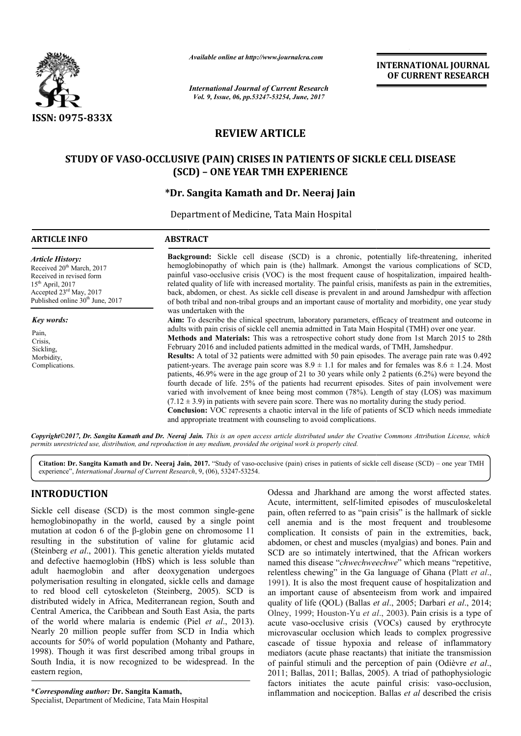Available online at http://www.journalcra.com

*International Journal of Current Research*
*Vol. 9, Issue, 06, pp.53247-53254, June, 2017*

**INTERNATIONAL JOURNAL OF CURRENT RESEARCH**

ISSN: 0975-833X

# REVIEW ARTICLE

# STUDY OF VASO-OCCLUSIVE (PAIN) CRISES IN PATIENTS OF SICKLE CELL DISEASE (SCD) – ONE YEAR TMH EXPERIENCE

**\*Dr. Sangita Kamath and Dr. Neeraj Jain**

Department of Medicine, Tata Main Hospital

## ARTICLE INFO

*Article History:*
Received 20th March, 2017
Received in revised form 15th April, 2017
Accepted 23rd May, 2017
Published online 30th June, 2017

*Key words:*
Pain,
Crisis,
Sickling,
Morbidity,
Complications.

## ABSTRACT

**Background:** Sickle cell disease (SCD) is a chronic, potentially life-threatening, inherited hemoglobinopathy of which pain is (the) hallmark. Amongst the various complications of SCD, painful vaso-occlusive crisis (VOC) is the most frequent cause of hospitalization, impaired health-related quality of life with increased mortality. The painful crisis, manifests as pain in the extremities, back, abdomen, or chest. As sickle cell disease is prevalent in and around Jamshedpur with affection of both tribal and non-tribal groups and an important cause of mortality and morbidity, one year study was undertaken with the

**Aim:** To describe the clinical spectrum, laboratory parameters, efficacy of treatment and outcome in adults with pain crisis of sickle cell anemia admitted in Tata Main Hospital (TMH) over one year.

**Methods and Materials:** This was a retrospective cohort study done from 1st March 2015 to 28th February 2016 and included patients admitted in the medical wards, of TMH, Jamshedpur.

**Results:** A total of 32 patients were admitted with 50 pain episodes. The average pain rate was 0.492 patient-years. The average pain score was $8.9 \pm 1.1$ for males and for females was $8.6 \pm 1.24$. Most patients, 46.9% were in the age group of 21 to 30 years while only 2 patients (6.2%) were beyond the fourth decade of life. 25% of the patients had recurrent episodes. Sites of pain involvement were varied with involvement of knee being most common (78%). Length of stay (LOS) was maximum ($7.12 \pm 3.9$) in patients with severe pain score. There was no mortality during the study period.

**Conclusion:** VOC represents a chaotic interval in the life of patients of SCD which needs immediate and appropriate treatment with counseling to avoid complications.

*Copyright©2017, Dr. Sangita Kamath and Dr. Neeraj Jain. This is an open access article distributed under the Creative Commons Attribution License, which permits unrestricted use, distribution, and reproduction in any medium, provided the original work is properly cited.*

**Citation: Dr. Sangita Kamath and Dr. Neeraj Jain, 2017.** "Study of vaso-occlusive (pain) crises in patients of sickle cell disease (SCD) – one year TMH experience", *International Journal of Current Research*, 9, (06), 53247-53254.

## INTRODUCTION

Sickle cell disease (SCD) is the most common single-gene hemoglobinopathy in the world, caused by a single point mutation at codon 6 of the β-globin gene on chromosome 11 resulting in the substitution of valine for glutamic acid (Steinberg *et al*., 2001). This genetic alteration yields mutated and defective haemoglobin (HbS) which is less soluble than adult haemoglobin and after deoxygenation undergoes polymerisation resulting in elongated, sickle cells and damage to red blood cell cytoskeleton (Steinberg, 2005). SCD is distributed widely in Africa, Mediterranean region, South and Central America, the Caribbean and South East Asia, the parts of the world where malaria is endemic (Piel *et al*., 2013). Nearly 20 million people suffer from SCD in India which accounts for 50% of world population (Mohanty and Pathare, 1998). Though it was first described among tribal groups in South India, it is now recognized to be widespread. In the eastern region, Odessa and Jharkhand are among the worst affected states. Acute, intermittent, self-limited episodes of musculoskeletal pain, often referred to as "pain crisis" is the hallmark of sickle cell anemia and is the most frequent and troublesome complication. It consists of pain in the extremities, back, abdomen, or chest and muscles (myalgias) and bones. Pain and SCD are so intimately intertwined, that the African workers named this disease "*chwechweechwe*" which means "repetitive, relentless chewing" in the Ga language of Ghana (Platt *et al*., 1991). It is also the most frequent cause of hospitalization and an important cause of absenteeism from work and impaired quality of life (QOL) (Ballas *et al*., 2005; Darbari *et al*., 2014; Olney, 1999; Houston-Yu *et al*., 2003). Pain crisis is a type of acute vaso-occlusive crisis (VOCs) caused by erythrocyte microvascular occlusion which leads to complex progressive cascade of tissue hypoxia and release of inflammatory mediators (acute phase reactants) that initiate the transmission of painful stimuli and the perception of pain (Odièvre *et al*., 2011; Ballas, 2011; Ballas, 2005). A triad of pathophysiologic factors initiates the acute painful crisis: vaso-occlusion, inflammation and nociception. Ballas *et al* described the crisis

**\*Corresponding author: Dr. Sangita Kamath,**
Specialist, Department of Medicine, Tata Main Hospital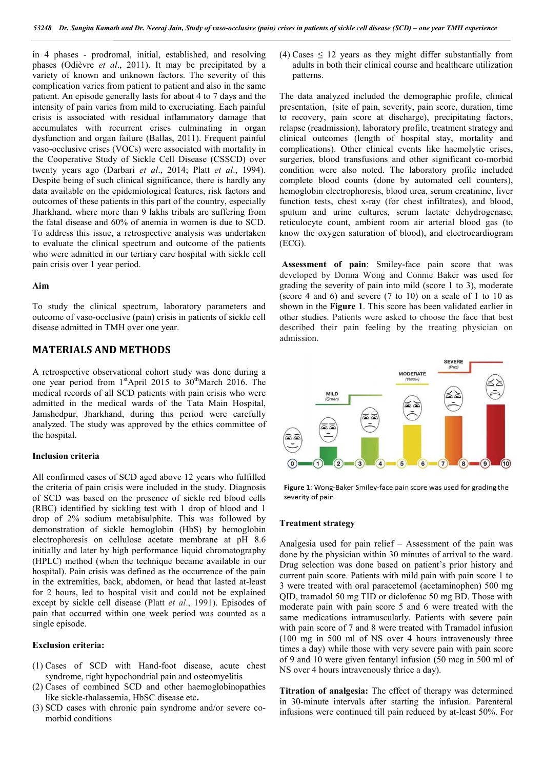in 4 phases - prodromal, initial, established, and resolving phases (Odièvre *et al*., 2011). It may be precipitated by a variety of known and unknown factors. The severity of this complication varies from patient to patient and also in the same patient. An episode generally lasts for about 4 to 7 days and the intensity of pain varies from mild to excruciating. Each painful crisis is associated with residual inflammatory damage that accumulates with recurrent crises culminating in organ dysfunction and organ failure (Ballas, 2011). Frequent painful vaso-occlusive crises (VOCs) were associated with mortality in the Cooperative Study of Sickle Cell Disease (CSSCD) over twenty years ago (Darbari *et al*., 2014; Platt *et al*., 1994). Despite being of such clinical significance, there is hardly any data available on the epidemiological features, risk factors and outcomes of these patients in this part of the country, especially Jharkhand, where more than 9 lakhs tribals are suffering from the fatal disease and 60% of anemia in women is due to SCD. To address this issue, a retrospective analysis was undertaken to evaluate the clinical spectrum and outcome of the patients who were admitted in our tertiary care hospital with sickle cell pain crisis over 1 year period.

### Aim

To study the clinical spectrum, laboratory parameters and outcome of vaso-occlusive (pain) crisis in patients of sickle cell disease admitted in TMH over one year.

## MATERIALS AND METHODS

A retrospective observational cohort study was done during a one year period from 1st April 2015 to 30th March 2016. The medical records of all SCD patients with pain crisis who were admitted in the medical wards of the Tata Main Hospital, Jamshedpur, Jharkhand, during this period were carefully analyzed. The study was approved by the ethics committee of the hospital.

### Inclusion criteria

All confirmed cases of SCD aged above 12 years who fulfilled the criteria of pain crisis were included in the study. Diagnosis of SCD was based on the presence of sickle red blood cells (RBC) identified by sickling test with 1 drop of blood and 1 drop of 2% sodium metabisulphite. This was followed by demonstration of sickle hemoglobin (HbS) by hemoglobin electrophoresis on cellulose acetate membrane at pH 8.6 initially and later by high performance liquid chromatography (HPLC) method (when the technique became available in our hospital). Pain crisis was defined as the occurrence of the pain in the extremities, back, abdomen, or head that lasted at-least for 2 hours, led to hospital visit and could not be explained except by sickle cell disease (Platt *et al*., 1991). Episodes of pain that occurred within one week period was counted as a single episode.

### Exclusion criteria:

(1) Cases of SCD with Hand-foot disease, acute chest syndrome, right hypochondrial pain and osteomyelitis
(2) Cases of combined SCD and other haemoglobinopathies like sickle-thalassemia, HbSC disease etc**.**
(3) SCD cases with chronic pain syndrome and/or severe co-morbid conditions
(4) Cases ≤ 12 years as they might differ substantially from adults in both their clinical course and healthcare utilization patterns.

The data analyzed included the demographic profile, clinical presentation, (site of pain, severity, pain score, duration, time to recovery, pain score at discharge), precipitating factors, relapse (readmission), laboratory profile, treatment strategy and clinical outcomes (length of hospital stay, mortality and complications). Other clinical events like haemolytic crises, surgeries, blood transfusions and other significant co-morbid condition were also noted. The laboratory profile included complete blood counts (done by automated cell counters), hemoglobin electrophoresis, blood urea, serum creatinine, liver function tests, chest x-ray (for chest infiltrates), and blood, sputum and urine cultures, serum lactate dehydrogenase, reticulocyte count, ambient room air arterial blood gas (to know the oxygen saturation of blood), and electrocardiogram (ECG).

**Assessment of pain**: Smiley-face pain score that was developed by Donna Wong and Connie Baker was used for grading the severity of pain into mild (score 1 to 3), moderate (score 4 and 6) and severe (7 to 10) on a scale of 1 to 10 as shown in the **Figure 1**. This score has been validated earlier in other studies. Patients were asked to choose the face that best described their pain feeling by the treating physician on admission.

Figure 1: Wong-Baker Smiley-face pain score was used for grading the severity of pain

### Treatment strategy

Analgesia used for pain relief – Assessment of the pain was done by the physician within 30 minutes of arrival to the ward. Drug selection was done based on patient's prior history and current pain score. Patients with mild pain with pain score 1 to 3 were treated with oral paracetemol (acetaminophen) 500 mg QID, tramadol 50 mg TID or diclofenac 50 mg BD. Those with moderate pain with pain score 5 and 6 were treated with the same medications intramuscularly. Patients with severe pain with pain score of 7 and 8 were treated with Tramadol infusion (100 mg in 500 ml of NS over 4 hours intravenously three times a day) while those with very severe pain with pain score of 9 and 10 were given fentanyl infusion (50 mcg in 500 ml of NS over 4 hours intravenously thrice a day).

**Titration of analgesia:** The effect of therapy was determined in 30-minute intervals after starting the infusion. Parenteral infusions were continued till pain reduced by at-least 50%. For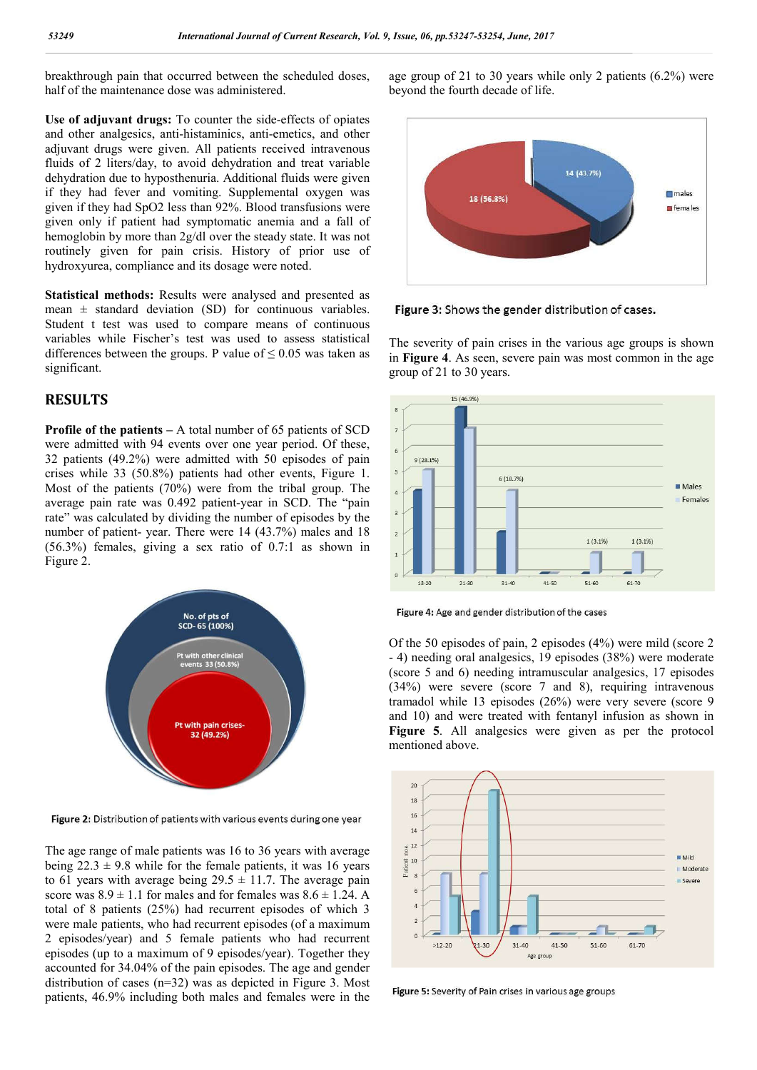breakthrough pain that occurred between the scheduled doses, half of the maintenance dose was administered.

**Use of adjuvant drugs:** To counter the side-effects of opiates and other analgesics, anti-histaminics, anti-emetics, and other adjuvant drugs were given. All patients received intravenous fluids of 2 liters/day, to avoid dehydration and treat variable dehydration due to hyposthenuria. Additional fluids were given if they had fever and vomiting. Supplemental oxygen was given if they had SpO2 less than 92%. Blood transfusions were given only if patient had symptomatic anemia and a fall of hemoglobin by more than 2g/dl over the steady state. It was not routinely given for pain crisis. History of prior use of hydroxyurea, compliance and its dosage were noted.

**Statistical methods:** Results were analysed and presented as mean ± standard deviation (SD) for continuous variables. Student t test was used to compare means of continuous variables while Fischer's test was used to assess statistical differences between the groups. P value of ≤ 0.05 was taken as significant.

## RESULTS

**Profile of the patients –** A total number of 65 patients of SCD were admitted with 94 events over one year period. Of these, 32 patients (49.2%) were admitted with 50 episodes of pain crises while 33 (50.8%) patients had other events, Figure 1. Most of the patients (70%) were from the tribal group. The average pain rate was 0.492 patient-year in SCD. The "pain rate" was calculated by dividing the number of episodes by the number of patient- year. There were 14 (43.7%) males and 18 (56.3%) females, giving a sex ratio of 0.7:1 as shown in Figure 2.

Figure 2: Distribution of patients with various events during one year

The age range of male patients was 16 to 36 years with average being 22.3 ± 9.8 while for the female patients, it was 16 years to 61 years with average being 29.5 ± 11.7. The average pain score was 8.9 ± 1.1 for males and for females was 8.6 ± 1.24. A total of 8 patients (25%) had recurrent episodes of which 3 were male patients, who had recurrent episodes (of a maximum 2 episodes/year) and 5 female patients who had recurrent episodes (up to a maximum of 9 episodes/year). Together they accounted for 34.04% of the pain episodes. The age and gender distribution of cases (n=32) was as depicted in Figure 3. Most patients, 46.9% including both males and females were in the age group of 21 to 30 years while only 2 patients (6.2%) were beyond the fourth decade of life.

Figure 3: Shows the gender distribution of cases.

The severity of pain crises in the various age groups is shown in **Figure 4**. As seen, severe pain was most common in the age group of 21 to 30 years.

Figure 4: Age and gender distribution of the cases

Of the 50 episodes of pain, 2 episodes (4%) were mild (score 2 - 4) needing oral analgesics, 19 episodes (38%) were moderate (score 5 and 6) needing intramuscular analgesics, 17 episodes (34%) were severe (score 7 and 8), requiring intravenous tramadol while 13 episodes (26%) were very severe (score 9 and 10) and were treated with fentanyl infusion as shown in **Figure 5**. All analgesics were given as per the protocol mentioned above.

Figure 5: Severity of Pain crises in various age groups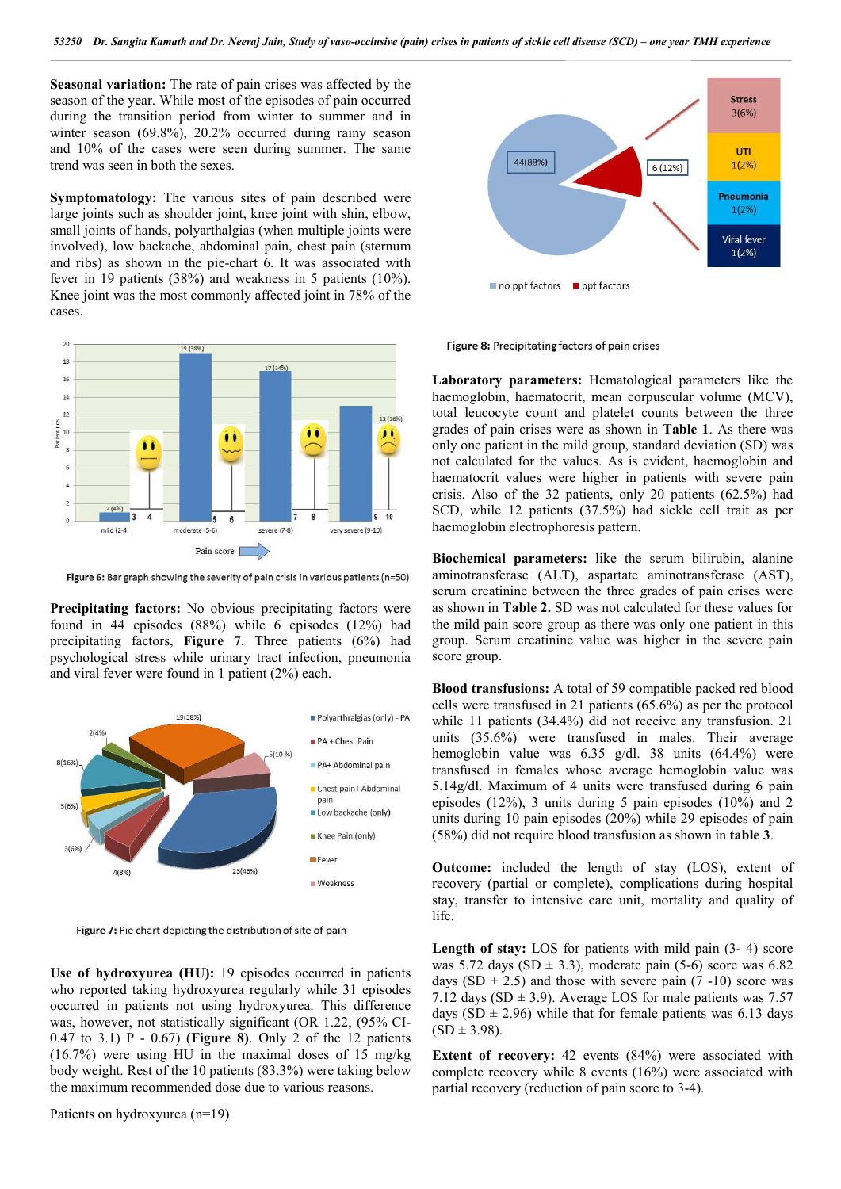**Seasonal variation:** The rate of pain crises was affected by the season of the year. While most of the episodes of pain occurred during the transition period from winter to summer and in winter season (69.8%), 20.2% occurred during rainy season and 10% of the cases were seen during summer. The same trend was seen in both the sexes.

**Symptomatology:** The various sites of pain described were large joints such as shoulder joint, knee joint with shin, elbow, small joints of hands, polyarthalgias (when multiple joints were involved), low backache, abdominal pain, chest pain (sternum and ribs) as shown in the pie-chart 6. It was associated with fever in 19 patients (38%) and weakness in 5 patients (10%). Knee joint was the most commonly affected joint in 78% of the cases.

**Figure 6:** Bar graph showing the severity of pain crisis in various patients (n=50)

**Precipitating factors:** No obvious precipitating factors were found in 44 episodes (88%) while 6 episodes (12%) had precipitating factors, **Figure 7**. Three patients (6%) had psychological stress while urinary tract infection, pneumonia and viral fever were found in 1 patient (2%) each.

**Figure 7:** Pie chart depicting the distribution of site of pain

**Use of hydroxyurea (HU):** 19 episodes occurred in patients who reported taking hydroxyurea regularly while 31 episodes occurred in patients not using hydroxyurea. This difference was, however, not statistically significant (OR 1.22, (95% CI- 0.47 to 3.1) P - 0.67) (**Figure 8**). Only 2 of the 12 patients (16.7%) were using HU in the maximal doses of 15 mg/kg body weight. Rest of the 10 patients (83.3%) were taking below the maximum recommended dose due to various reasons.

Patients on hydroxyurea (n=19)

**Figure 8:** Precipitating factors of pain crises

**Laboratory parameters:** Hematological parameters like the haemoglobin, haematocrit, mean corpuscular volume (MCV), total leucocyte count and platelet counts between the three grades of pain crises were as shown in **Table 1**. As there was only one patient in the mild group, standard deviation (SD) was not calculated for the values. As is evident, haemoglobin and haematocrit values were higher in patients with severe pain crisis. Also of the 32 patients, only 20 patients (62.5%) had SCD, while 12 patients (37.5%) had sickle cell trait as per haemoglobin electrophoresis pattern.

**Biochemical parameters:** like the serum bilirubin, alanine aminotransferase (ALT), aspartate aminotransferase (AST), serum creatinine between the three grades of pain crises were as shown in **Table 2.** SD was not calculated for these values for the mild pain score group as there was only one patient in this group. Serum creatinine value was higher in the severe pain score group.

**Blood transfusions:** A total of 59 compatible packed red blood cells were transfused in 21 patients (65.6%) as per the protocol while 11 patients (34.4%) did not receive any transfusion. 21 units (35.6%) were transfused in males. Their average hemoglobin value was 6.35 g/dl. 38 units (64.4%) were transfused in females whose average hemoglobin value was 5.14g/dl. Maximum of 4 units were transfused during 6 pain episodes (12%), 3 units during 5 pain episodes (10%) and 2 units during 10 pain episodes (20%) while 29 episodes of pain (58%) did not require blood transfusion as shown in **table 3**.

**Outcome:** included the length of stay (LOS), extent of recovery (partial or complete), complications during hospital stay, transfer to intensive care unit, mortality and quality of life.

**Length of stay:** LOS for patients with mild pain (3- 4) score was 5.72 days (SD ± 3.3), moderate pain (5-6) score was 6.82 days (SD ± 2.5) and those with severe pain (7 -10) score was 7.12 days (SD ± 3.9). Average LOS for male patients was 7.57 days (SD ± 2.96) while that for female patients was 6.13 days (SD ± 3.98).

**Extent of recovery:** 42 events (84%) were associated with complete recovery while 8 events (16%) were associated with partial recovery (reduction of pain score to 3-4).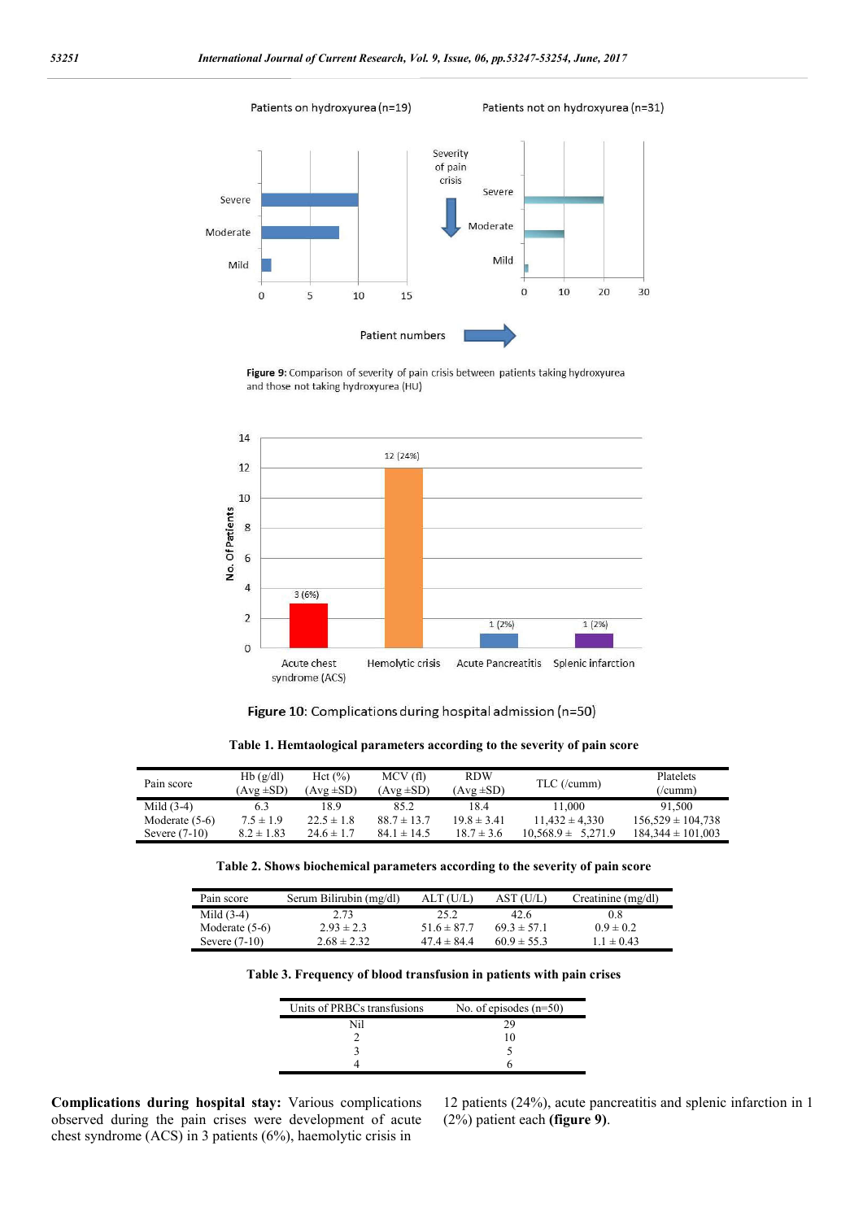Figure 9: Comparison of severity of pain crisis between patients taking hydroxyurea and those not taking hydroxyurea (HU)

Figure 10: Complications during hospital admission (n=50)

**Table 1. Hemtaological parameters according to the severity of pain score**

| Pain score | Hb (g/dl) (Avg ±SD) | Hct (%) (Avg ±SD) | MCV (fl) (Avg ±SD) | RDW (Avg ±SD) | TLC (/cumm) | Platelets (/cumm) |
|---|---|---|---|---|---|---|
| Mild (3-4) | 6.3 | 18.9 | 85.2 | 18.4 | 11,000 | 91,500 |
| Moderate (5-6) | 7.5 ± 1.9 | 22.5 ± 1.8 | 88.7 ± 13.7 | 19.8 ± 3.41 | 11,432 ± 4,330 | 156,529 ± 104,738 |
| Severe (7-10) | 8.2 ± 1.83 | 24.6 ± 1.7 | 84.1 ± 14.5 | 18.7 ± 3.6 | 10,568.9 ± 5,271.9 | 184,344 ± 101,003 |

**Table 2. Shows biochemical parameters according to the severity of pain score**

| Pain score | Serum Bilirubin (mg/dl) | ALT (U/L) | AST (U/L) | Creatinine (mg/dl) |
|---|---|---|---|---|
| Mild (3-4) | 2.73 | 25.2 | 42.6 | 0.8 |
| Moderate (5-6) | 2.93 ± 2.3 | 51.6 ± 87.7 | 69.3 ± 57.1 | 0.9 ± 0.2 |
| Severe (7-10) | 2.68 ± 2.32 | 47.4 ± 84.4 | 60.9 ± 55.3 | 1.1 ± 0.43 |

**Table 3. Frequency of blood transfusion in patients with pain crises**

| Units of PRBCs transfusions | No. of episodes (n=50) |
|---|---|
| Nil | 29 |
| 2 | 10 |
| 3 | 5 |
| 4 | 6 |

**Complications during hospital stay:** Various complications observed during the pain crises were development of acute chest syndrome (ACS) in 3 patients (6%), haemolytic crisis in 12 patients (24%), acute pancreatitis and splenic infarction in 1 (2%) patient each **(figure 9)**.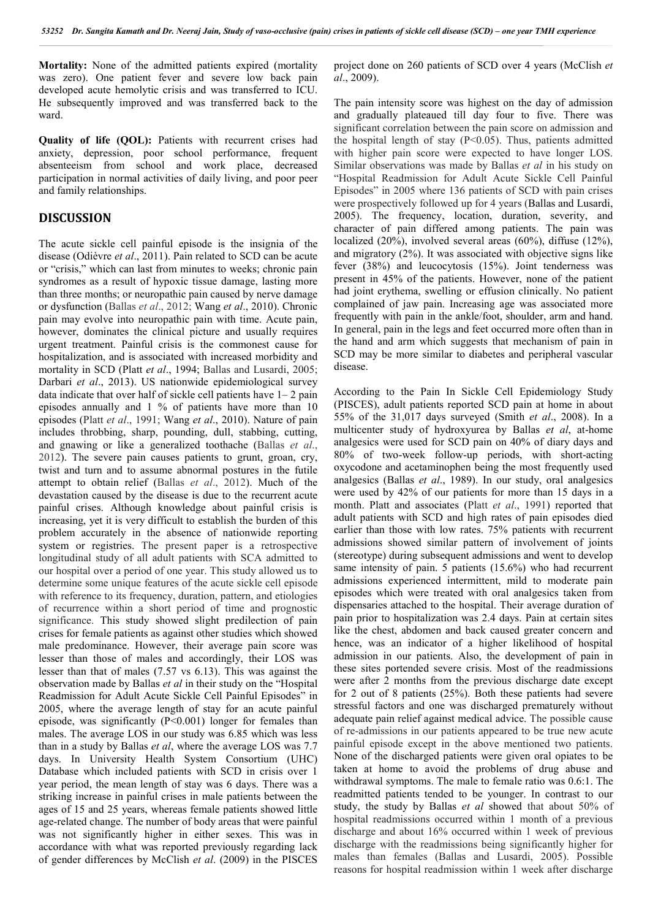**Mortality:** None of the admitted patients expired (mortality was zero). One patient fever and severe low back pain developed acute hemolytic crisis and was transferred to ICU. He subsequently improved and was transferred back to the ward.

**Quality of life (QOL):** Patients with recurrent crises had anxiety, depression, poor school performance, frequent absenteeism from school and work place, decreased participation in normal activities of daily living, and poor peer and family relationships.

## DISCUSSION

The acute sickle cell painful episode is the insignia of the disease (Odièvre *et al*., 2011). Pain related to SCD can be acute or "crisis," which can last from minutes to weeks; chronic pain syndromes as a result of hypoxic tissue damage, lasting more than three months; or neuropathic pain caused by nerve damage or dysfunction (Ballas *et al*., 2012; Wang *et al*., 2010). Chronic pain may evolve into neuropathic pain with time. Acute pain, however, dominates the clinical picture and usually requires urgent treatment. Painful crisis is the commonest cause for hospitalization, and is associated with increased morbidity and mortality in SCD (Platt *et al*., 1994; Ballas and Lusardi, 2005; Darbari *et al*., 2013). US nationwide epidemiological survey data indicate that over half of sickle cell patients have 1– 2 pain episodes annually and 1 % of patients have more than 10 episodes (Platt *et al*., 1991; Wang *et al*., 2010). Nature of pain includes throbbing, sharp, pounding, dull, stabbing, cutting, and gnawing or like a generalized toothache (Ballas *et al*., 2012). The severe pain causes patients to grunt, groan, cry, twist and turn and to assume abnormal postures in the futile attempt to obtain relief (Ballas *et al*., 2012). Much of the devastation caused by the disease is due to the recurrent acute painful crises. Although knowledge about painful crisis is increasing, yet it is very difficult to establish the burden of this problem accurately in the absence of nationwide reporting system or registries. The present paper is a retrospective longitudinal study of all adult patients with SCA admitted to our hospital over a period of one year. This study allowed us to determine some unique features of the acute sickle cell episode with reference to its frequency, duration, pattern, and etiologies of recurrence within a short period of time and prognostic significance. This study showed slight predilection of pain crises for female patients as against other studies which showed male predominance. However, their average pain score was lesser than those of males and accordingly, their LOS was lesser than that of males (7.57 vs 6.13). This was against the observation made by Ballas *et al* in their study on the "Hospital Readmission for Adult Acute Sickle Cell Painful Episodes" in 2005, where the average length of stay for an acute painful episode, was significantly ($P<0.001$) longer for females than males. The average LOS in our study was 6.85 which was less than in a study by Ballas *et al*, where the average LOS was 7.7 days. In University Health System Consortium (UHC) Database which included patients with SCD in crisis over 1 year period, the mean length of stay was 6 days. There was a striking increase in painful crises in male patients between the ages of 15 and 25 years, whereas female patients showed little age-related change. The number of body areas that were painful was not significantly higher in either sexes. This was in accordance with what was reported previously regarding lack of gender differences by McClish *et al*. (2009) in the PISCES project done on 260 patients of SCD over 4 years (McClish *et al*., 2009).

The pain intensity score was highest on the day of admission and gradually plateaued till day four to five. There was significant correlation between the pain score on admission and the hospital length of stay ($P<0.05$). Thus, patients admitted with higher pain score were expected to have longer LOS. Similar observations was made by Ballas *et al* in his study on "Hospital Readmission for Adult Acute Sickle Cell Painful Episodes" in 2005 where 136 patients of SCD with pain crises were prospectively followed up for 4 years (Ballas and Lusardi, 2005). The frequency, location, duration, severity, and character of pain differed among patients. The pain was localized (20%), involved several areas (60%), diffuse (12%), and migratory (2%). It was associated with objective signs like fever (38%) and leucocytosis (15%). Joint tenderness was present in 45% of the patients. However, none of the patient had joint erythema, swelling or effusion clinically. No patient complained of jaw pain. Increasing age was associated more frequently with pain in the ankle/foot, shoulder, arm and hand. In general, pain in the legs and feet occurred more often than in the hand and arm which suggests that mechanism of pain in SCD may be more similar to diabetes and peripheral vascular disease.

According to the Pain In Sickle Cell Epidemiology Study (PISCES), adult patients reported SCD pain at home in about 55% of the 31,017 days surveyed (Smith *et al*., 2008). In a multicenter study of hydroxyurea by Ballas *et al*, at-home analgesics were used for SCD pain on 40% of diary days and 80% of two-week follow-up periods, with short-acting oxycodone and acetaminophen being the most frequently used analgesics (Ballas *et al*., 1989). In our study, oral analgesics were used by 42% of our patients for more than 15 days in a month. Platt and associates (Platt *et al*., 1991) reported that adult patients with SCD and high rates of pain episodes died earlier than those with low rates. 75% patients with recurrent admissions showed similar pattern of involvement of joints (stereotype) during subsequent admissions and went to develop same intensity of pain. 5 patients (15.6%) who had recurrent admissions experienced intermittent, mild to moderate pain episodes which were treated with oral analgesics taken from dispensaries attached to the hospital. Their average duration of pain prior to hospitalization was 2.4 days. Pain at certain sites like the chest, abdomen and back caused greater concern and hence, was an indicator of a higher likelihood of hospital admission in our patients. Also, the development of pain in these sites portended severe crisis. Most of the readmissions were after 2 months from the previous discharge date except for 2 out of 8 patients (25%). Both these patients had severe stressful factors and one was discharged prematurely without adequate pain relief against medical advice. The possible cause of re-admissions in our patients appeared to be true new acute painful episode except in the above mentioned two patients. None of the discharged patients were given oral opiates to be taken at home to avoid the problems of drug abuse and withdrawal symptoms. The male to female ratio was 0.6:1. The readmitted patients tended to be younger. In contrast to our study, the study by Ballas *et al* showed that about 50% of hospital readmissions occurred within 1 month of a previous discharge and about 16% occurred within 1 week of previous discharge with the readmissions being significantly higher for males than females (Ballas and Lusardi, 2005). Possible reasons for hospital readmission within 1 week after discharge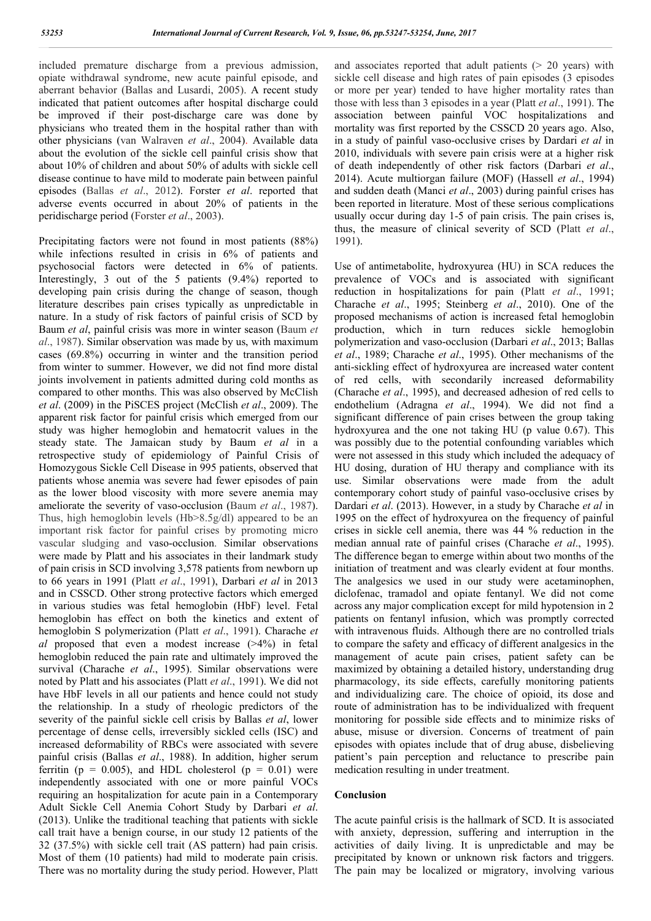included premature discharge from a previous admission, opiate withdrawal syndrome, new acute painful episode, and aberrant behavior (Ballas and Lusardi, 2005). A recent study indicated that patient outcomes after hospital discharge could be improved if their post-discharge care was done by physicians who treated them in the hospital rather than with other physicians (van Walraven *et al*., 2004). Available data about the evolution of the sickle cell painful crisis show that about 10% of children and about 50% of adults with sickle cell disease continue to have mild to moderate pain between painful episodes (Ballas *et al*., 2012). Forster *et al*. reported that adverse events occurred in about 20% of patients in the peridischarge period (Forster *et al*., 2003).

Precipitating factors were not found in most patients (88%) while infections resulted in crisis in 6% of patients and psychosocial factors were detected in 6% of patients. Interestingly, 3 out of the 5 patients (9.4%) reported to developing pain crisis during the change of season, though literature describes pain crises typically as unpredictable in nature. In a study of risk factors of painful crisis of SCD by Baum *et al*, painful crisis was more in winter season (Baum *et al*., 1987). Similar observation was made by us, with maximum cases (69.8%) occurring in winter and the transition period from winter to summer. However, we did not find more distal joints involvement in patients admitted during cold months as compared to other months. This was also observed by McClish *et al*. (2009) in the PiSCES project (McClish *et al*., 2009). The apparent risk factor for painful crisis which emerged from our study was higher hemoglobin and hematocrit values in the steady state. The Jamaican study by Baum *et al* in a retrospective study of epidemiology of Painful Crisis of Homozygous Sickle Cell Disease in 995 patients, observed that patients whose anemia was severe had fewer episodes of pain as the lower blood viscosity with more severe anemia may ameliorate the severity of vaso-occlusion (Baum *et al*., 1987). Thus, high hemoglobin levels (Hb>8.5g/dl) appeared to be an important risk factor for painful crises by promoting micro vascular sludging and vaso-occlusion. Similar observations were made by Platt and his associates in their landmark study of pain crisis in SCD involving 3,578 patients from newborn up to 66 years in 1991 (Platt *et al*., 1991), Darbari *et al* in 2013 and in CSSCD. Other strong protective factors which emerged in various studies was fetal hemoglobin (HbF) level. Fetal hemoglobin has effect on both the kinetics and extent of hemoglobin S polymerization (Platt *et al*., 1991). Charache *et al* proposed that even a modest increase (>4%) in fetal hemoglobin reduced the pain rate and ultimately improved the survival (Charache *et al*., 1995). Similar observations were noted by Platt and his associates (Platt *et al*., 1991). We did not have HbF levels in all our patients and hence could not study the relationship. In a study of rheologic predictors of the severity of the painful sickle cell crisis by Ballas *et al*, lower percentage of dense cells, irreversibly sickled cells (ISC) and increased deformability of RBCs were associated with severe painful crisis (Ballas *et al*., 1988). In addition, higher serum ferritin ($p = 0.005$), and HDL cholesterol ($p = 0.01$) were independently associated with one or more painful VOCs requiring an hospitalization for acute pain in a Contemporary Adult Sickle Cell Anemia Cohort Study by Darbari *et al*. (2013). Unlike the traditional teaching that patients with sickle call trait have a benign course, in our study 12 patients of the 32 (37.5%) with sickle cell trait (AS pattern) had pain crisis. Most of them (10 patients) had mild to moderate pain crisis. There was no mortality during the study period. However, Platt and associates reported that adult patients (> 20 years) with sickle cell disease and high rates of pain episodes (3 episodes or more per year) tended to have higher mortality rates than those with less than 3 episodes in a year (Platt *et al*., 1991). The association between painful VOC hospitalizations and mortality was first reported by the CSSCD 20 years ago. Also, in a study of painful vaso-occlusive crises by Dardari *et al* in 2010, individuals with severe pain crisis were at a higher risk of death independently of other risk factors (Darbari *et al*., 2014). Acute multiorgan failure (MOF) (Hassell *et al*., 1994) and sudden death (Manci *et al*., 2003) during painful crises has been reported in literature. Most of these serious complications usually occur during day 1-5 of pain crisis. The pain crises is, thus, the measure of clinical severity of SCD (Platt *et al*., 1991).

Use of antimetabolite, hydroxyurea (HU) in SCA reduces the prevalence of VOCs and is associated with significant reduction in hospitalizations for pain (Platt *et al*., 1991; Charache *et al*., 1995; Steinberg *et al*., 2010). One of the proposed mechanisms of action is increased fetal hemoglobin production, which in turn reduces sickle hemoglobin polymerization and vaso-occlusion (Darbari *et al*., 2013; Ballas *et al*., 1989; Charache *et al*., 1995). Other mechanisms of the anti-sickling effect of hydroxyurea are increased water content of red cells, with secondarily increased deformability (Charache *et al*., 1995), and decreased adhesion of red cells to endothelium (Adragna *et al*., 1994). We did not find a significant difference of pain crises between the group taking hydroxyurea and the one not taking HU (p value 0.67). This was possibly due to the potential confounding variables which were not assessed in this study which included the adequacy of HU dosing, duration of HU therapy and compliance with its use. Similar observations were made from the adult contemporary cohort study of painful vaso-occlusive crises by Dardari *et al*. (2013). However, in a study by Charache *et al* in 1995 on the effect of hydroxyurea on the frequency of painful crises in sickle cell anemia, there was 44 % reduction in the median annual rate of painful crises (Charache *et al*., 1995). The difference began to emerge within about two months of the initiation of treatment and was clearly evident at four months. The analgesics we used in our study were acetaminophen, diclofenac, tramadol and opiate fentanyl. We did not come across any major complication except for mild hypotension in 2 patients on fentanyl infusion, which was promptly corrected with intravenous fluids. Although there are no controlled trials to compare the safety and efficacy of different analgesics in the management of acute pain crises, patient safety can be maximized by obtaining a detailed history, understanding drug pharmacology, its side effects, carefully monitoring patients and individualizing care. The choice of opioid, its dose and route of administration has to be individualized with frequent monitoring for possible side effects and to minimize risks of abuse, misuse or diversion. Concerns of treatment of pain episodes with opiates include that of drug abuse, disbelieving patient's pain perception and reluctance to prescribe pain medication resulting in under treatment.

## Conclusion

The acute painful crisis is the hallmark of SCD. It is associated with anxiety, depression, suffering and interruption in the activities of daily living. It is unpredictable and may be precipitated by known or unknown risk factors and triggers. The pain may be localized or migratory, involving various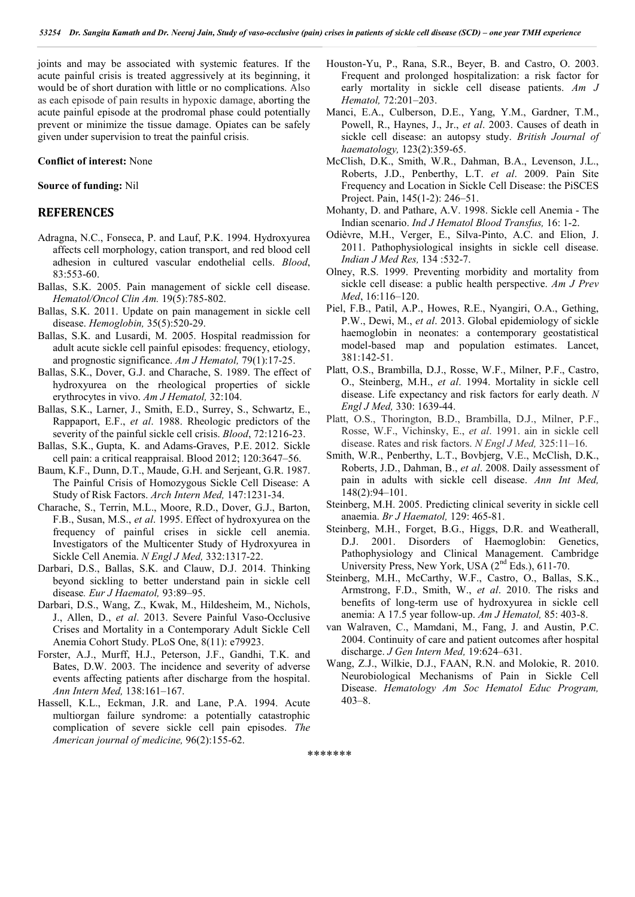joints and may be associated with systemic features. If the acute painful crisis is treated aggressively at its beginning, it would be of short duration with little or no complications. Also as each episode of pain results in hypoxic damage, aborting the acute painful episode at the prodromal phase could potentially prevent or minimize the tissue damage. Opiates can be safely given under supervision to treat the painful crisis.

**Conflict of interest:** None

**Source of funding:** Nil

## REFERENCES

Adragna, N.C., Fonseca, P. and Lauf, P.K. 1994. Hydroxyurea affects cell morphology, cation transport, and red blood cell adhesion in cultured vascular endothelial cells. *Blood*, 83:553-60.

Ballas, S.K. 2005. Pain management of sickle cell disease. *Hematol/Oncol Clin Am.* 19(5):785-802.

Ballas, S.K. 2011. Update on pain management in sickle cell disease. *Hemoglobin,* 35(5):520-29.

Ballas, S.K. and Lusardi, M. 2005. Hospital readmission for adult acute sickle cell painful episodes: frequency, etiology, and prognostic significance. *Am J Hematol,* 79(1):17-25.

Ballas, S.K., Dover, G.J. and Charache, S. 1989. The effect of hydroxyurea on the rheological properties of sickle erythrocytes in vivo. *Am J Hematol,* 32:104.

Ballas, S.K., Larner, J., Smith, E.D., Surrey, S., Schwartz, E., Rappaport, E.F., *et al*. 1988. Rheologic predictors of the severity of the painful sickle cell crisis. *Blood*, 72:1216-23.

Ballas, S.K., Gupta, K. and Adams-Graves, P.E. 2012. Sickle cell pain: a critical reappraisal. Blood 2012; 120:3647–56.

Baum, K.F., Dunn, D.T., Maude, G.H. and Serjeant, G.R. 1987. The Painful Crisis of Homozygous Sickle Cell Disease: A Study of Risk Factors. *Arch Intern Med,* 147:1231-34.

Charache, S., Terrin, M.L., Moore, R.D., Dover, G.J., Barton, F.B., Susan, M.S., *et al*. 1995. Effect of hydroxyurea on the frequency of painful crises in sickle cell anemia. Investigators of the Multicenter Study of Hydroxyurea in Sickle Cell Anemia. *N Engl J Med,* 332:1317-22.

Darbari, D.S., Ballas, S.K. and Clauw, D.J. 2014. Thinking beyond sickling to better understand pain in sickle cell disease*. Eur J Haematol,* 93:89–95.

Darbari, D.S., Wang, Z., Kwak, M., Hildesheim, M., Nichols, J., Allen, D., *et al*. 2013. Severe Painful Vaso-Occlusive Crises and Mortality in a Contemporary Adult Sickle Cell Anemia Cohort Study. PLoS One, 8(11): e79923.

Forster, A.J., Murff, H.J., Peterson, J.F., Gandhi, T.K. and Bates, D.W. 2003. The incidence and severity of adverse events affecting patients after discharge from the hospital. *Ann Intern Med,* 138:161–167.

Hassell, K.L., Eckman, J.R. and Lane, P.A. 1994. Acute multiorgan failure syndrome: a potentially catastrophic complication of severe sickle cell pain episodes. *The American journal of medicine,* 96(2):155-62.

Houston-Yu, P., Rana, S.R., Beyer, B. and Castro, O. 2003. Frequent and prolonged hospitalization: a risk factor for early mortality in sickle cell disease patients. *Am J Hematol,* 72:201–203.

Manci, E.A., Culberson, D.E., Yang, Y.M., Gardner, T.M., Powell, R., Haynes, J., Jr., *et al*. 2003. Causes of death in sickle cell disease: an autopsy study. *British Journal of haematology,* 123(2):359-65.

McClish, D.K., Smith, W.R., Dahman, B.A., Levenson, J.L., Roberts, J.D., Penberthy, L.T. *et al*. 2009. Pain Site Frequency and Location in Sickle Cell Disease: the PiSCES Project. Pain, 145(1-2): 246–51.

Mohanty, D. and Pathare, A.V. 1998. Sickle cell Anemia - The Indian scenario. *Ind J Hematol Blood Transfus,* 16: 1-2.

Odièvre, M.H., Verger, E., Silva-Pinto, A.C. and Elion, J. 2011. Pathophysiological insights in sickle cell disease. *Indian J Med Res,* 134 :532-7.

Olney, R.S. 1999. Preventing morbidity and mortality from sickle cell disease: a public health perspective. *Am J Prev Med*, 16:116–120.

Piel, F.B., Patil, A.P., Howes, R.E., Nyangiri, O.A., Gething, P.W., Dewi, M., *et al*. 2013. Global epidemiology of sickle haemoglobin in neonates: a contemporary geostatistical model-based map and population estimates. Lancet, 381:142-51.

Platt, O.S., Brambilla, D.J., Rosse, W.F., Milner, P.F., Castro, O., Steinberg, M.H., *et al*. 1994. Mortality in sickle cell disease. Life expectancy and risk factors for early death. *N Engl J Med,* 330: 1639-44.

Platt, O.S., Thorington, B.D., Brambilla, D.J., Milner, P.F., Rosse, W.F., Vichinsky, E., *et al*. 1991. ain in sickle cell disease. Rates and risk factors. *N Engl J Med,* 325:11–16.

Smith, W.R., Penberthy, L.T., Bovbjerg, V.E., McClish, D.K., Roberts, J.D., Dahman, B., *et al*. 2008. Daily assessment of pain in adults with sickle cell disease. *Ann Int Med,* 148(2):94–101.

Steinberg, M.H. 2005. Predicting clinical severity in sickle cell anaemia. *Br J Haematol,* 129: 465-81.

Steinberg, M.H., Forget, B.G., Higgs, D.R. and Weatherall, D.J. 2001. Disorders of Haemoglobin: Genetics, Pathophysiology and Clinical Management. Cambridge University Press, New York, USA (2nd Eds.), 611-70.

Steinberg, M.H., McCarthy, W.F., Castro, O., Ballas, S.K., Armstrong, F.D., Smith, W., *et al*. 2010. The risks and benefits of long-term use of hydroxyurea in sickle cell anemia: A 17.5 year follow-up. *Am J Hematol,* 85: 403-8.

van Walraven, C., Mamdani, M., Fang, J. and Austin, P.C. 2004. Continuity of care and patient outcomes after hospital discharge. *J Gen Intern Med,* 19:624–631.

Wang, Z.J., Wilkie, D.J., FAAN, R.N. and Molokie, R. 2010. Neurobiological Mechanisms of Pain in Sickle Cell Disease. *Hematology Am Soc Hematol Educ Program,* 403–8.

\*\*\*\*\*\*\*